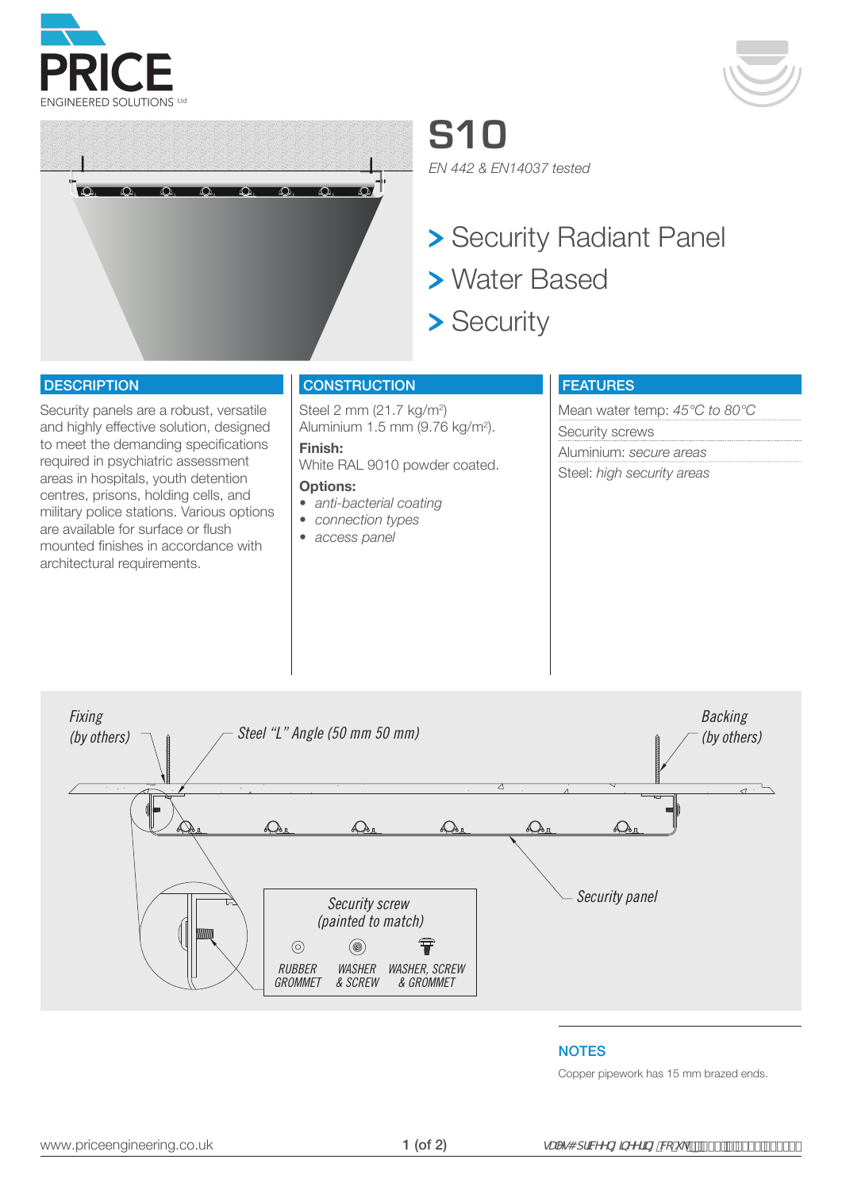# S10

*EN 442 & EN14037 tested*

- Security Radiant Panel
- Water Based
- Security

## DESCRIPTION

Security panels are a robust, versatile and highly effective solution, designed to meet the demanding specifications required in psychiatric assessment areas in hospitals, youth detention centres, prisons, holding cells, and military police stations. Various options are available for surface or flush mounted finishes in accordance with architectural requirements.

## CONSTRUCTION

Steel 2 mm (21.7 kg/m$^2$)
Aluminium 1.5 mm (9.76 kg/m$^2$).

**Finish:**
White RAL 9010 powder coated.

**Options:**
- *anti-bacterial coating*
- *connection types*
- *access panel*

## FEATURES

Mean water temp: *45°C to 80°C*
Security screws
Aluminium: *secure areas*
Steel: *high security areas*

Fixing (by others)
Steel "L" Angle (50 mm 50 mm)
Backing (by others)
Security panel
Security screw (painted to match)
RUBBER GROMMET
WASHER & SCREW
WASHER, SCREW & GROMMET

## NOTES

Copper pipework has 15 mm brazed ends.

www.priceengineering.co.uk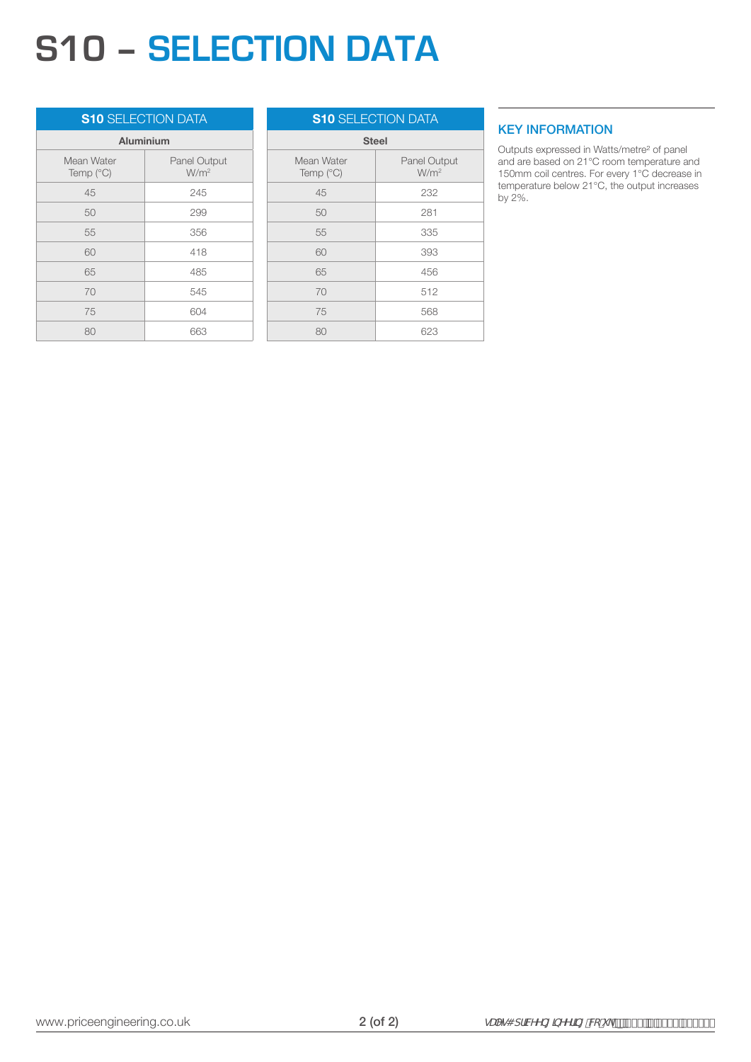# S10 – SELECTION DATA

| **S10** SELECTION DATA | |
|---|---|
| **Aluminium** | |
| Mean Water Temp (°C) | Panel Output W/m² |
| 45 | 245 |
| 50 | 299 |
| 55 | 356 |
| 60 | 418 |
| 65 | 485 |
| 70 | 545 |
| 75 | 604 |
| 80 | 663 |

| **S10** SELECTION DATA | |
|---|---|
| **Steel** | |
| Mean Water Temp (°C) | Panel Output W/m² |
| 45 | 232 |
| 50 | 281 |
| 55 | 335 |
| 60 | 393 |
| 65 | 456 |
| 70 | 512 |
| 75 | 568 |
| 80 | 623 |

## KEY INFORMATION

Outputs expressed in Watts/metre² of panel and are based on 21°C room temperature and 150mm coil centres. For every 1°C decrease in temperature below 21°C, the output increases by 2%.